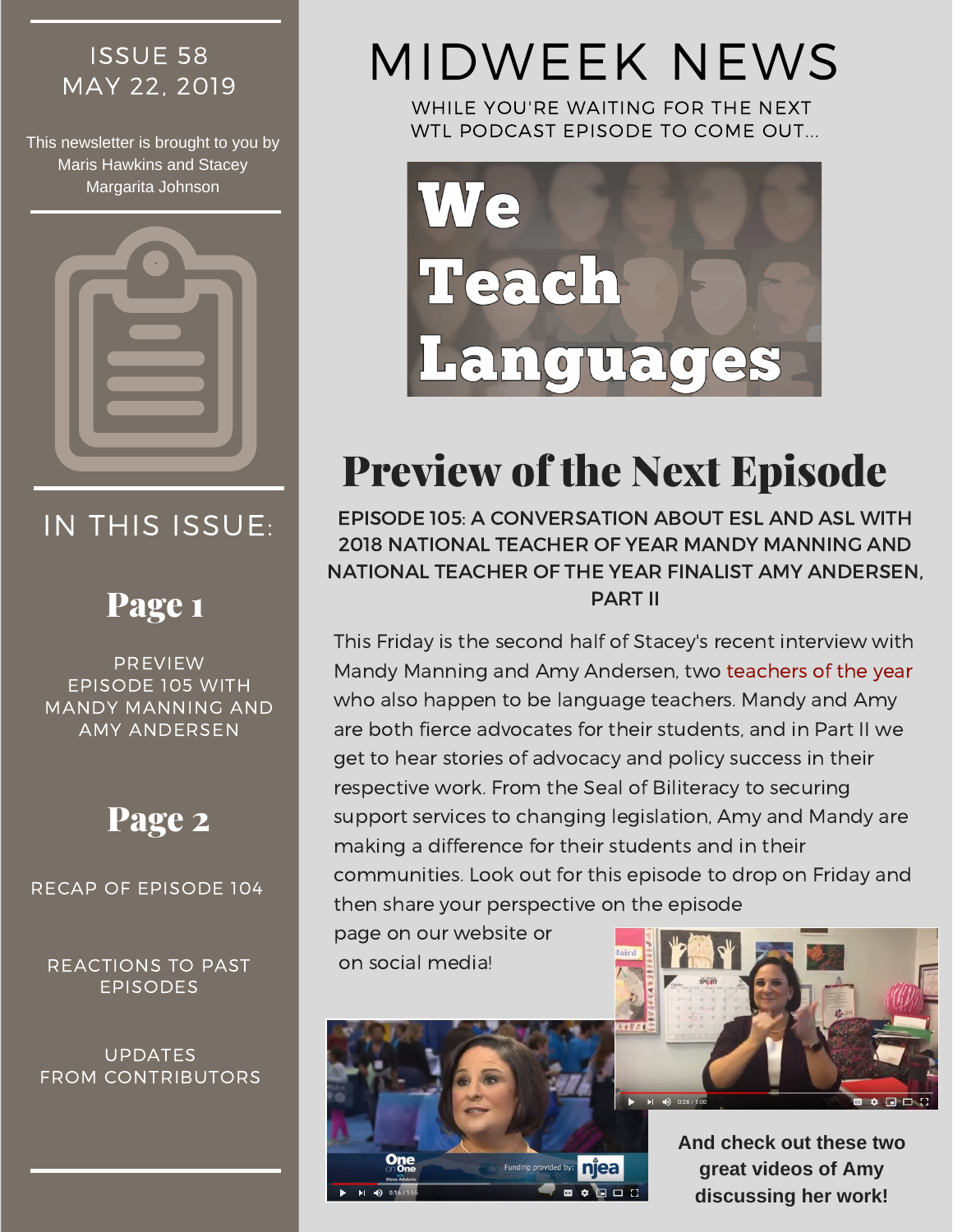ISSUE 58
MAY 22, 2019

This newsletter is brought to you by Maris Hawkins and Stacey Margarita Johnson

## IN THIS ISSUE:

### Page 1

PREVIEW EPISODE 105 WITH MANDY MANNING AND AMY ANDERSEN

### Page 2

RECAP OF EPISODE 104

REACTIONS TO PAST EPISODES

UPDATES FROM CONTRIBUTORS

# MIDWEEK NEWS

WHILE YOU'RE WAITING FOR THE NEXT WTL PODCAST EPISODE TO COME OUT...

We Teach Languages

## Preview of the Next Episode

**EPISODE 105: A CONVERSATION ABOUT ESL AND ASL WITH 2018 NATIONAL TEACHER OF YEAR MANDY MANNING AND NATIONAL TEACHER OF THE YEAR FINALIST AMY ANDERSEN, PART II**

This Friday is the second half of Stacey's recent interview with Mandy Manning and Amy Andersen, two teachers of the year who also happen to be language teachers. Mandy and Amy are both fierce advocates for their students, and in Part II we get to hear stories of advocacy and policy success in their respective work. From the Seal of Biliteracy to securing support services to changing legislation, Amy and Mandy are making a difference for their students and in their communities. Look out for this episode to drop on Friday and then share your perspective on the episode page on our website or on social media!

**And check out these two great videos of Amy discussing her work!**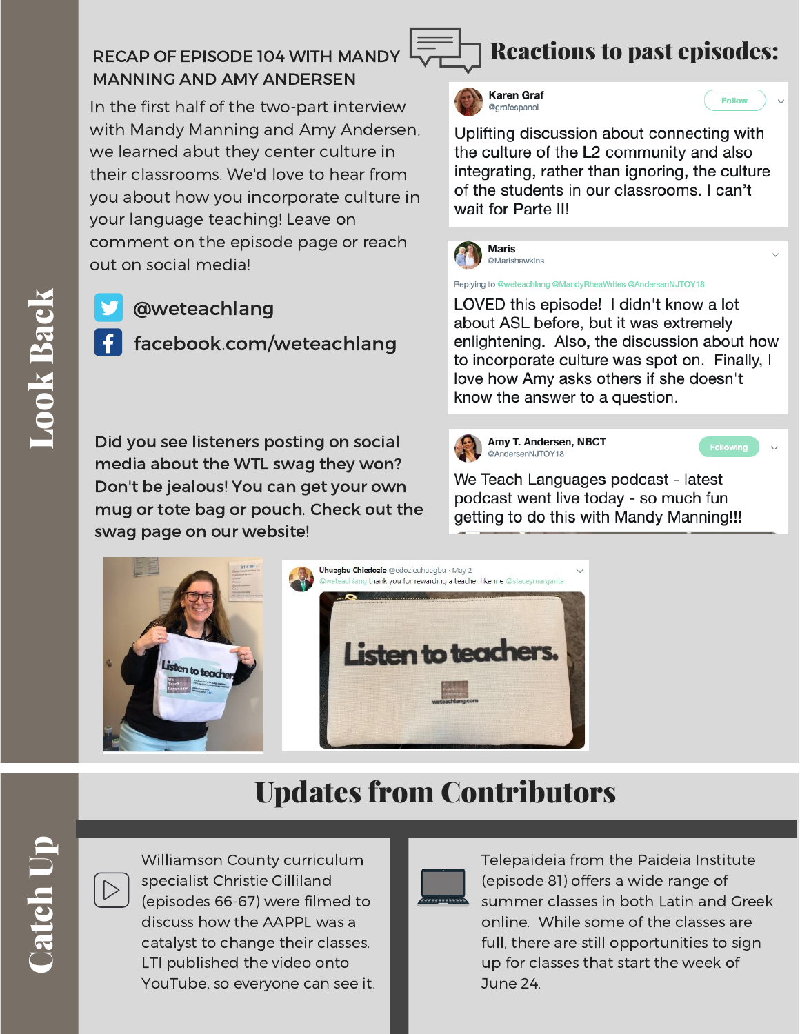# Look Back

## RECAP OF EPISODE 104 WITH MANDY MANNING AND AMY ANDERSEN

In the first half of the two-part interview with Mandy Manning and Amy Andersen, we learned abut they center culture in their classrooms. We'd love to hear from you about how you incorporate culture in your language teaching! Leave on comment on the episode page or reach out on social media!

@weteachlang

facebook.com/weteachlang

## Reactions to past episodes:

**Karen Graf** @grafespanol

Uplifting discussion about connecting with the culture of the L2 community and also integrating, rather than ignoring, the culture of the students in our classrooms. I can't wait for Parte II!

**Maris** @Marishawkins

Replying to @weteachlang @MandyRheaWrites @AndersenNJTOY18

LOVED this episode! I didn't know a lot about ASL before, but it was extremely enlightening. Also, the discussion about how to incorporate culture was spot on. Finally, I love how Amy asks others if she doesn't know the answer to a question.

**Amy T. Andersen, NBCT** @AndersenNJTOY18

We Teach Languages podcast - latest podcast went live today - so much fun getting to do this with Mandy Manning!!!

Did you see listeners posting on social media about the WTL swag they won? Don't be jealous! You can get your own mug or tote bag or pouch. Check out the swag page on our website!

**Uhuegbu Chiedozie** @edozieuhuegbu · May 2

@weteachlang thank you for rewarding a teacher like me @staceymargarita

Listen to teachers.

# Catch Up

## Updates from Contributors

Williamson County curriculum specialist Christie Gilliland (episodes 66-67) were filmed to discuss how the AAPPL was a catalyst to change their classes. LTI published the video onto YouTube, so everyone can see it.

Telepaideia from the Paideia Institute (episode 81) offers a wide range of summer classes in both Latin and Greek online. While some of the classes are full, there are still opportunities to sign up for classes that start the week of June 24.